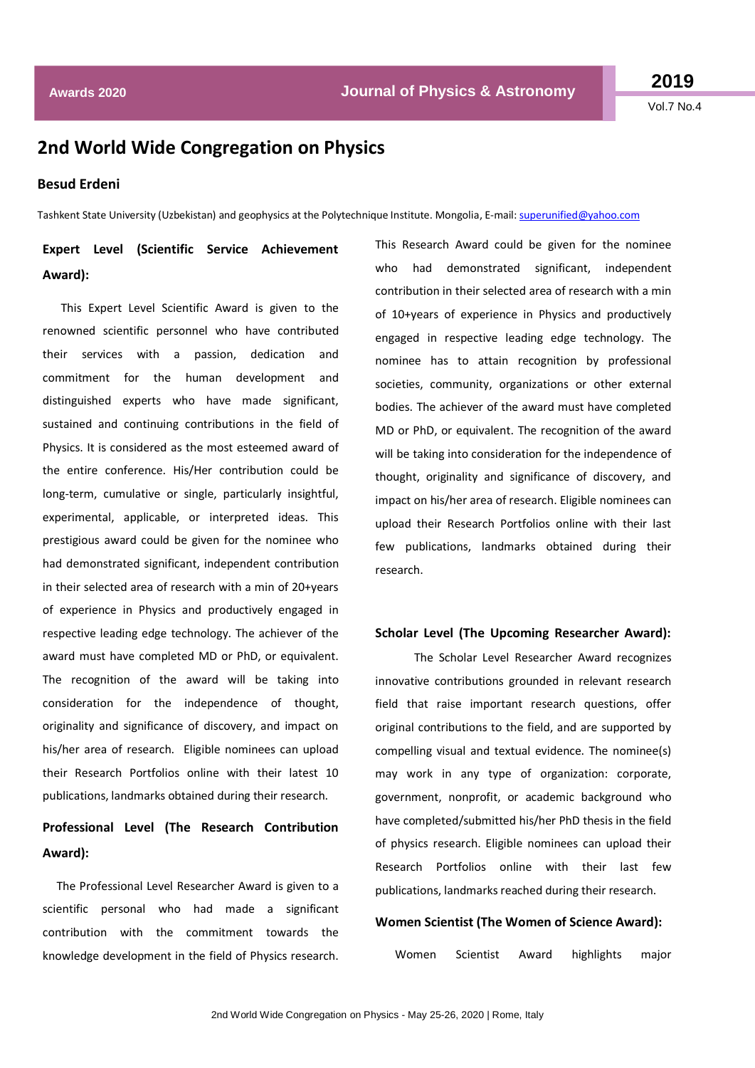# 2nd World Wide Congregation on Physics

**Besud Erdeni**

Tashkent State University (Uzbekistan) and geophysics at the Polytechnique Institute. Mongolia, E-mail: superunified@yahoo.com

**Expert Level (Scientific Service Achievement Award):**

This Expert Level Scientific Award is given to the renowned scientific personnel who have contributed their services with a passion, dedication and commitment for the human development and distinguished experts who have made significant, sustained and continuing contributions in the field of Physics. It is considered as the most esteemed award of the entire conference. His/Her contribution could be long-term, cumulative or single, particularly insightful, experimental, applicable, or interpreted ideas. This prestigious award could be given for the nominee who had demonstrated significant, independent contribution in their selected area of research with a min of 20+years of experience in Physics and productively engaged in respective leading edge technology. The achiever of the award must have completed MD or PhD, or equivalent. The recognition of the award will be taking into consideration for the independence of thought, originality and significance of discovery, and impact on his/her area of research. Eligible nominees can upload their Research Portfolios online with their latest 10 publications, landmarks obtained during their research.

**Professional Level (The Research Contribution Award):**

The Professional Level Researcher Award is given to a scientific personal who had made a significant contribution with the commitment towards the knowledge development in the field of Physics research. This Research Award could be given for the nominee who had demonstrated significant, independent contribution in their selected area of research with a min of 10+years of experience in Physics and productively engaged in respective leading edge technology. The nominee has to attain recognition by professional societies, community, organizations or other external bodies. The achiever of the award must have completed MD or PhD, or equivalent. The recognition of the award will be taking into consideration for the independence of thought, originality and significance of discovery, and impact on his/her area of research. Eligible nominees can upload their Research Portfolios online with their last few publications, landmarks obtained during their research.

**Scholar Level (The Upcoming Researcher Award):**

The Scholar Level Researcher Award recognizes innovative contributions grounded in relevant research field that raise important research questions, offer original contributions to the field, and are supported by compelling visual and textual evidence. The nominee(s) may work in any type of organization: corporate, government, nonprofit, or academic background who have completed/submitted his/her PhD thesis in the field of physics research. Eligible nominees can upload their Research Portfolios online with their last few publications, landmarks reached during their research.

**Women Scientist (The Women of Science Award):**

Women Scientist Award highlights major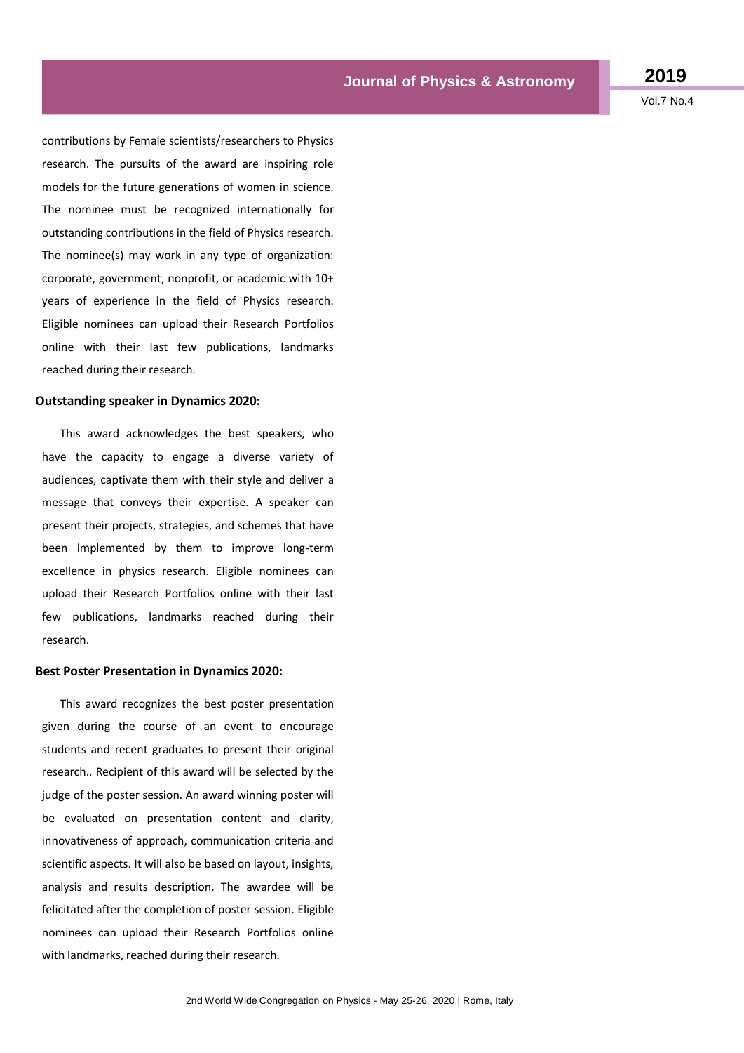contributions by Female scientists/researchers to Physics research. The pursuits of the award are inspiring role models for the future generations of women in science. The nominee must be recognized internationally for outstanding contributions in the field of Physics research. The nominee(s) may work in any type of organization: corporate, government, nonprofit, or academic with 10+ years of experience in the field of Physics research. Eligible nominees can upload their Research Portfolios online with their last few publications, landmarks reached during their research.

**Outstanding speaker in Dynamics 2020:**

This award acknowledges the best speakers, who have the capacity to engage a diverse variety of audiences, captivate them with their style and deliver a message that conveys their expertise. A speaker can present their projects, strategies, and schemes that have been implemented by them to improve long-term excellence in physics research. Eligible nominees can upload their Research Portfolios online with their last few publications, landmarks reached during their research.

**Best Poster Presentation in Dynamics 2020:**

This award recognizes the best poster presentation given during the course of an event to encourage students and recent graduates to present their original research.. Recipient of this award will be selected by the judge of the poster session. An award winning poster will be evaluated on presentation content and clarity, innovativeness of approach, communication criteria and scientific aspects. It will also be based on layout, insights, analysis and results description. The awardee will be felicitated after the completion of poster session. Eligible nominees can upload their Research Portfolios online with landmarks, reached during their research.